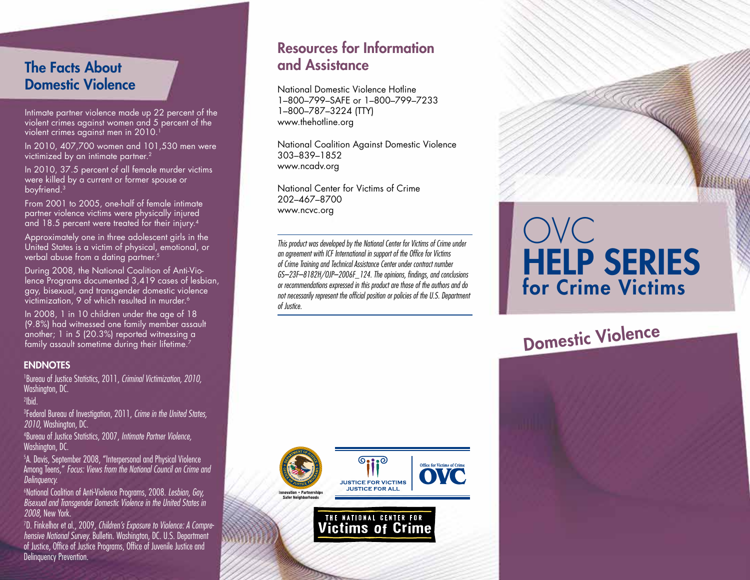## The Facts About Domestic Violence

Intimate partner violence made up 22 percent of the violent crimes against women and 5 percent of the violent crimes against men in 2010.[1]

In 2010, 407,700 women and 101,530 men were victimized by an intimate partner.[2]

In 2010, 37.5 percent of all female murder victims were killed by a current or former spouse or boyfriend.[3]

From 2001 to 2005, one-half of female intimate partner violence victims were physically injured and 18.5 percent were treated for their injury.[4]

Approximately one in three adolescent girls in the United States is a victim of physical, emotional, or verbal abuse from a dating partner.[5]

During 2008, the National Coalition of Anti-Violence Programs documented 3,419 cases of lesbian, gay, bisexual, and transgender domestic violence victimization, 9 of which resulted in murder.[6]

In 2008, 1 in 10 children under the age of 18 (9.8%) had witnessed one family member assault another; 1 in 5 (20.3%) reported witnessing a family assault sometime during their lifetime.[7]

### ENDNOTES

[1]Bureau of Justice Statistics, 2011, *Criminal Victimization, 2010,* Washington, DC.

[2]Ibid.

[3]Federal Bureau of Investigation, 2011, *Crime in the United States, 2010,* Washington, DC.

[4]Bureau of Justice Statistics, 2007, *Intimate Partner Violence,* Washington, DC.

[5]A. Davis, September 2008, "Interpersonal and Physical Violence Among Teens," *Focus: Views from the National Council on Crime and Delinquency.*

[6]National Coalition of Anti-Violence Programs, 2008. *Lesbian, Gay, Bisexual and Transgender Domestic Violence in the United States in 2008,* New York.

[7]D. Finkelhor et al., 2009, *Children's Exposure to Violence: A Comprehensive National Survey.* Bulletin. Washington, DC. U.S. Department of Justice, Office of Justice Programs, Office of Juvenile Justice and Delinquency Prevention.

## Resources for Information and Assistance

National Domestic Violence Hotline
1–800–799–SAFE or 1–800–799–7233
1–800–787–3224 (TTY)
www.thehotline.org

National Coalition Against Domestic Violence
303–839–1852
www.ncadv.org

National Center for Victims of Crime
202–467–8700
www.ncvc.org

*This product was developed by the National Center for Victims of Crime under an agreement with ICF International in support of the Office for Victims of Crime Training and Technical Assistance Center under contract number GS–23F–8182H/OJP–2006F_124. The opinions, findings, and conclusions or recommendations expressed in this product are those of the authors and do not necessarily represent the official position or policies of the U.S. Department of Justice.*

Innovation • Partnerships
Safer Neighborhoods

JUSTICE FOR VICTIMS
JUSTICE FOR ALL

Office for Victims of Crime
OVC

THE NATIONAL CENTER FOR
Victims of Crime

# OVC HELP SERIES for Crime Victims

## Domestic Violence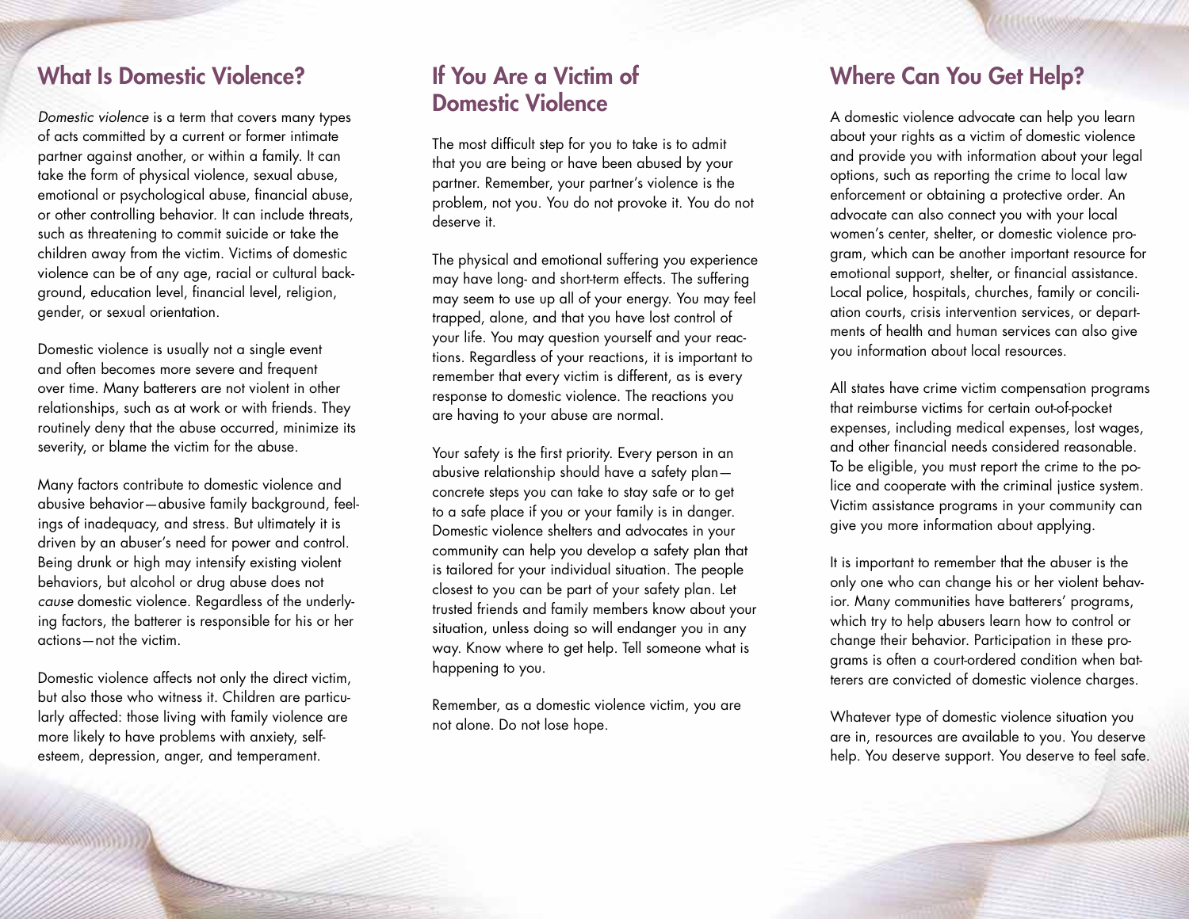## What Is Domestic Violence?

*Domestic violence* is a term that covers many types of acts committed by a current or former intimate partner against another, or within a family. It can take the form of physical violence, sexual abuse, emotional or psychological abuse, financial abuse, or other controlling behavior. It can include threats, such as threatening to commit suicide or take the children away from the victim. Victims of domestic violence can be of any age, racial or cultural background, education level, financial level, religion, gender, or sexual orientation.

Domestic violence is usually not a single event and often becomes more severe and frequent over time. Many batterers are not violent in other relationships, such as at work or with friends. They routinely deny that the abuse occurred, minimize its severity, or blame the victim for the abuse.

Many factors contribute to domestic violence and abusive behavior—abusive family background, feelings of inadequacy, and stress. But ultimately it is driven by an abuser's need for power and control. Being drunk or high may intensify existing violent behaviors, but alcohol or drug abuse does not *cause* domestic violence. Regardless of the underlying factors, the batterer is responsible for his or her actions—not the victim.

Domestic violence affects not only the direct victim, but also those who witness it. Children are particularly affected: those living with family violence are more likely to have problems with anxiety, self-esteem, depression, anger, and temperament.

## If You Are a Victim of Domestic Violence

The most difficult step for you to take is to admit that you are being or have been abused by your partner. Remember, your partner's violence is the problem, not you. You do not provoke it. You do not deserve it.

The physical and emotional suffering you experience may have long- and short-term effects. The suffering may seem to use up all of your energy. You may feel trapped, alone, and that you have lost control of your life. You may question yourself and your reactions. Regardless of your reactions, it is important to remember that every victim is different, as is every response to domestic violence. The reactions you are having to your abuse are normal.

Your safety is the first priority. Every person in an abusive relationship should have a safety plan—concrete steps you can take to stay safe or to get to a safe place if you or your family is in danger. Domestic violence shelters and advocates in your community can help you develop a safety plan that is tailored for your individual situation. The people closest to you can be part of your safety plan. Let trusted friends and family members know about your situation, unless doing so will endanger you in any way. Know where to get help. Tell someone what is happening to you.

Remember, as a domestic violence victim, you are not alone. Do not lose hope.

## Where Can You Get Help?

A domestic violence advocate can help you learn about your rights as a victim of domestic violence and provide you with information about your legal options, such as reporting the crime to local law enforcement or obtaining a protective order. An advocate can also connect you with your local women's center, shelter, or domestic violence program, which can be another important resource for emotional support, shelter, or financial assistance. Local police, hospitals, churches, family or conciliation courts, crisis intervention services, or departments of health and human services can also give you information about local resources.

All states have crime victim compensation programs that reimburse victims for certain out-of-pocket expenses, including medical expenses, lost wages, and other financial needs considered reasonable. To be eligible, you must report the crime to the police and cooperate with the criminal justice system. Victim assistance programs in your community can give you more information about applying.

It is important to remember that the abuser is the only one who can change his or her violent behavior. Many communities have batterers' programs, which try to help abusers learn how to control or change their behavior. Participation in these programs is often a court-ordered condition when batterers are convicted of domestic violence charges.

Whatever type of domestic violence situation you are in, resources are available to you. You deserve help. You deserve support. You deserve to feel safe.